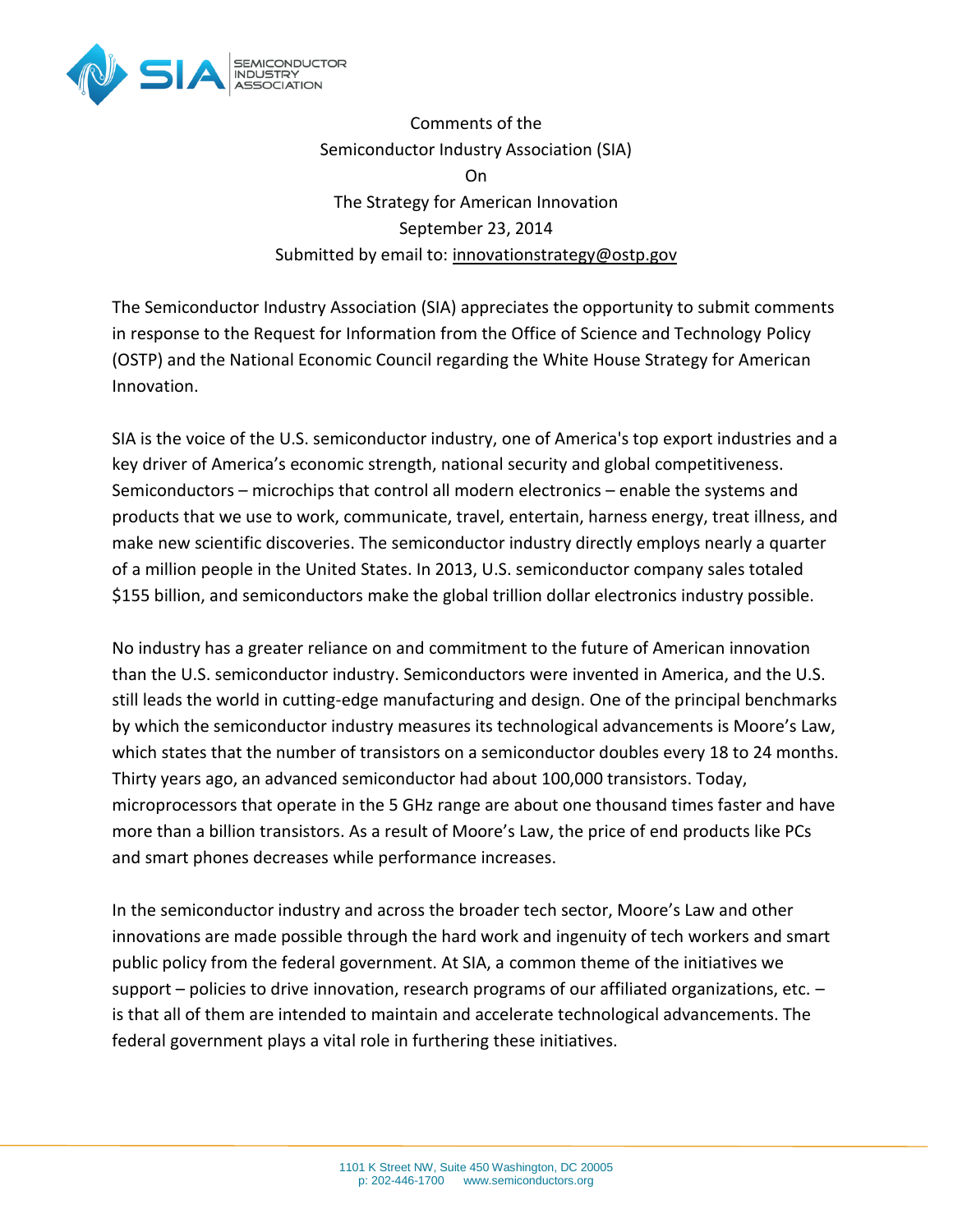Comments of the
Semiconductor Industry Association (SIA)
On
The Strategy for American Innovation
September 23, 2014
Submitted by email to: innovationstrategy@ostp.gov

The Semiconductor Industry Association (SIA) appreciates the opportunity to submit comments in response to the Request for Information from the Office of Science and Technology Policy (OSTP) and the National Economic Council regarding the White House Strategy for American Innovation.

SIA is the voice of the U.S. semiconductor industry, one of America's top export industries and a key driver of America's economic strength, national security and global competitiveness. Semiconductors – microchips that control all modern electronics – enable the systems and products that we use to work, communicate, travel, entertain, harness energy, treat illness, and make new scientific discoveries. The semiconductor industry directly employs nearly a quarter of a million people in the United States. In 2013, U.S. semiconductor company sales totaled $155 billion, and semiconductors make the global trillion dollar electronics industry possible.

No industry has a greater reliance on and commitment to the future of American innovation than the U.S. semiconductor industry. Semiconductors were invented in America, and the U.S. still leads the world in cutting-edge manufacturing and design. One of the principal benchmarks by which the semiconductor industry measures its technological advancements is Moore's Law, which states that the number of transistors on a semiconductor doubles every 18 to 24 months. Thirty years ago, an advanced semiconductor had about 100,000 transistors. Today, microprocessors that operate in the 5 GHz range are about one thousand times faster and have more than a billion transistors. As a result of Moore's Law, the price of end products like PCs and smart phones decreases while performance increases.

In the semiconductor industry and across the broader tech sector, Moore's Law and other innovations are made possible through the hard work and ingenuity of tech workers and smart public policy from the federal government. At SIA, a common theme of the initiatives we support – policies to drive innovation, research programs of our affiliated organizations, etc. – is that all of them are intended to maintain and accelerate technological advancements. The federal government plays a vital role in furthering these initiatives.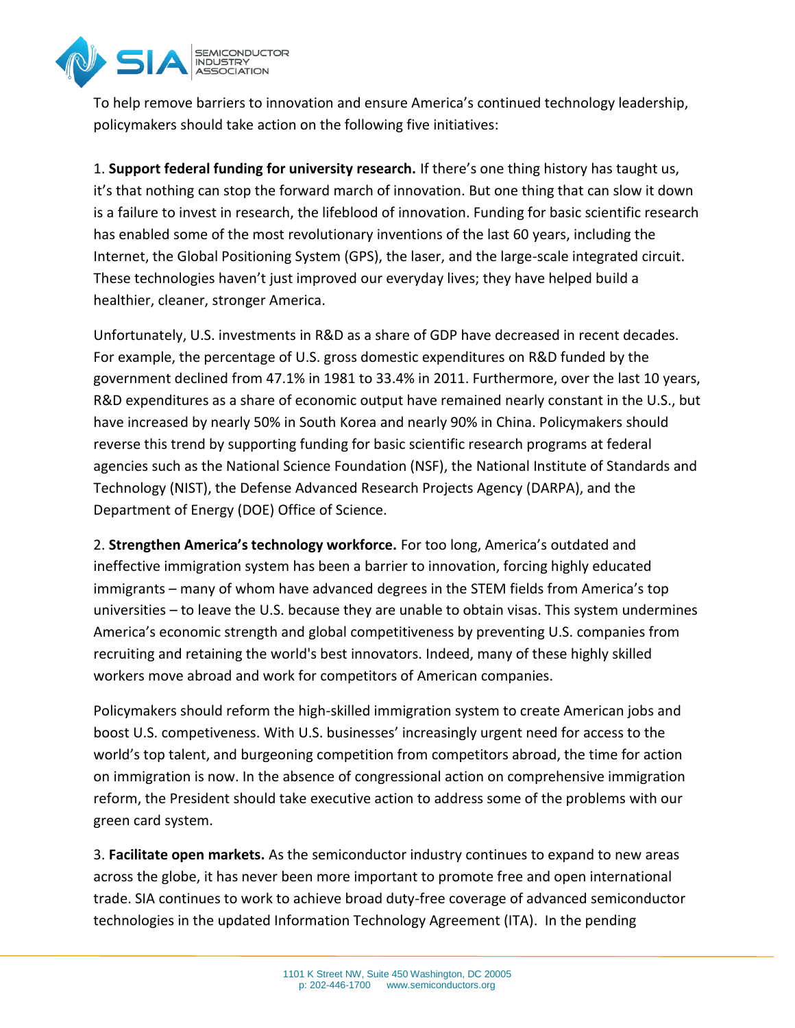To help remove barriers to innovation and ensure America's continued technology leadership, policymakers should take action on the following five initiatives:

1. **Support federal funding for university research.** If there's one thing history has taught us, it's that nothing can stop the forward march of innovation. But one thing that can slow it down is a failure to invest in research, the lifeblood of innovation. Funding for basic scientific research has enabled some of the most revolutionary inventions of the last 60 years, including the Internet, the Global Positioning System (GPS), the laser, and the large-scale integrated circuit. These technologies haven't just improved our everyday lives; they have helped build a healthier, cleaner, stronger America.

Unfortunately, U.S. investments in R&D as a share of GDP have decreased in recent decades. For example, the percentage of U.S. gross domestic expenditures on R&D funded by the government declined from 47.1% in 1981 to 33.4% in 2011. Furthermore, over the last 10 years, R&D expenditures as a share of economic output have remained nearly constant in the U.S., but have increased by nearly 50% in South Korea and nearly 90% in China. Policymakers should reverse this trend by supporting funding for basic scientific research programs at federal agencies such as the National Science Foundation (NSF), the National Institute of Standards and Technology (NIST), the Defense Advanced Research Projects Agency (DARPA), and the Department of Energy (DOE) Office of Science.

2. **Strengthen America's technology workforce.** For too long, America's outdated and ineffective immigration system has been a barrier to innovation, forcing highly educated immigrants – many of whom have advanced degrees in the STEM fields from America's top universities – to leave the U.S. because they are unable to obtain visas. This system undermines America's economic strength and global competitiveness by preventing U.S. companies from recruiting and retaining the world's best innovators. Indeed, many of these highly skilled workers move abroad and work for competitors of American companies.

Policymakers should reform the high-skilled immigration system to create American jobs and boost U.S. competiveness. With U.S. businesses' increasingly urgent need for access to the world's top talent, and burgeoning competition from competitors abroad, the time for action on immigration is now. In the absence of congressional action on comprehensive immigration reform, the President should take executive action to address some of the problems with our green card system.

3. **Facilitate open markets.** As the semiconductor industry continues to expand to new areas across the globe, it has never been more important to promote free and open international trade. SIA continues to work to achieve broad duty-free coverage of advanced semiconductor technologies in the updated Information Technology Agreement (ITA). In the pending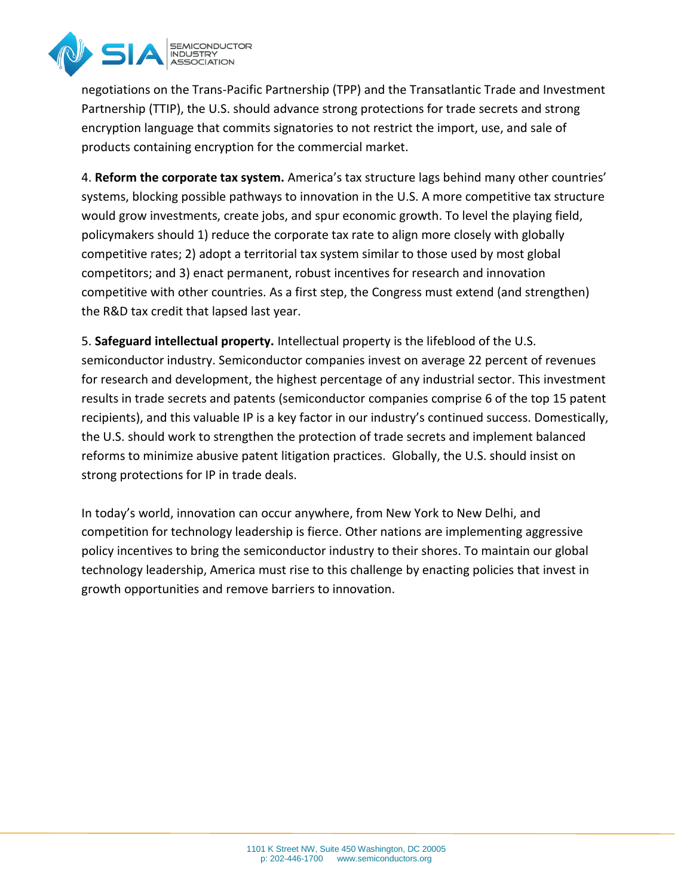negotiations on the Trans-Pacific Partnership (TPP) and the Transatlantic Trade and Investment Partnership (TTIP), the U.S. should advance strong protections for trade secrets and strong encryption language that commits signatories to not restrict the import, use, and sale of products containing encryption for the commercial market.

4. **Reform the corporate tax system.** America's tax structure lags behind many other countries' systems, blocking possible pathways to innovation in the U.S. A more competitive tax structure would grow investments, create jobs, and spur economic growth. To level the playing field, policymakers should 1) reduce the corporate tax rate to align more closely with globally competitive rates; 2) adopt a territorial tax system similar to those used by most global competitors; and 3) enact permanent, robust incentives for research and innovation competitive with other countries. As a first step, the Congress must extend (and strengthen) the R&D tax credit that lapsed last year.

5. **Safeguard intellectual property.** Intellectual property is the lifeblood of the U.S. semiconductor industry. Semiconductor companies invest on average 22 percent of revenues for research and development, the highest percentage of any industrial sector. This investment results in trade secrets and patents (semiconductor companies comprise 6 of the top 15 patent recipients), and this valuable IP is a key factor in our industry's continued success. Domestically, the U.S. should work to strengthen the protection of trade secrets and implement balanced reforms to minimize abusive patent litigation practices. Globally, the U.S. should insist on strong protections for IP in trade deals.

In today's world, innovation can occur anywhere, from New York to New Delhi, and competition for technology leadership is fierce. Other nations are implementing aggressive policy incentives to bring the semiconductor industry to their shores. To maintain our global technology leadership, America must rise to this challenge by enacting policies that invest in growth opportunities and remove barriers to innovation.